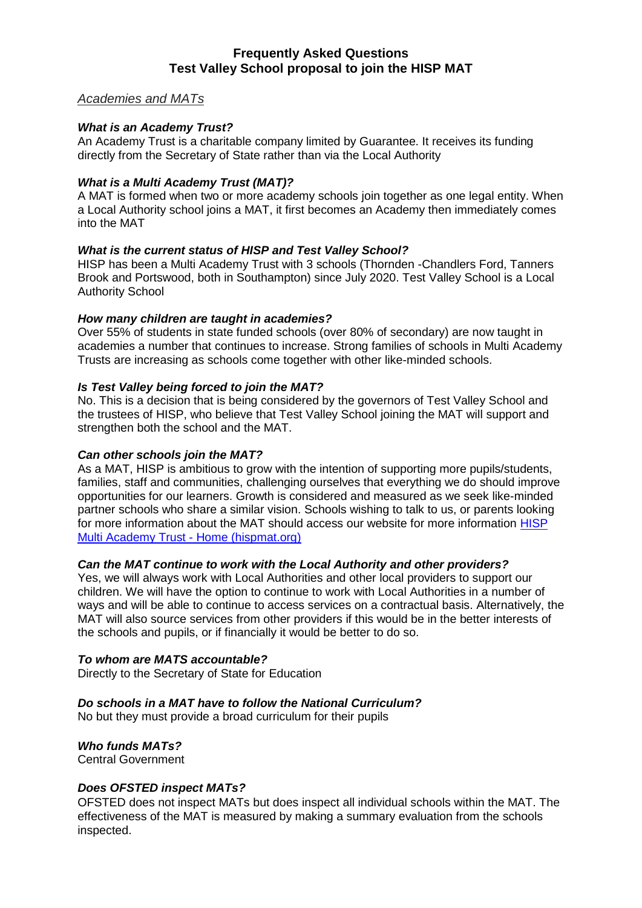# Frequently Asked Questions
# Test Valley School proposal to join the HISP MAT

## *Academies and MATs*

***What is an Academy Trust?***
An Academy Trust is a charitable company limited by Guarantee. It receives its funding directly from the Secretary of State rather than via the Local Authority

***What is a Multi Academy Trust (MAT)?***
A MAT is formed when two or more academy schools join together as one legal entity. When a Local Authority school joins a MAT, it first becomes an Academy then immediately comes into the MAT

***What is the current status of HISP and Test Valley School?***
HISP has been a Multi Academy Trust with 3 schools (Thornden -Chandlers Ford, Tanners Brook and Portswood, both in Southampton) since July 2020. Test Valley School is a Local Authority School

***How many children are taught in academies?***
Over 55% of students in state funded schools (over 80% of secondary) are now taught in academies a number that continues to increase. Strong families of schools in Multi Academy Trusts are increasing as schools come together with other like-minded schools.

***Is Test Valley being forced to join the MAT?***
No. This is a decision that is being considered by the governors of Test Valley School and the trustees of HISP, who believe that Test Valley School joining the MAT will support and strengthen both the school and the MAT.

***Can other schools join the MAT?***
As a MAT, HISP is ambitious to grow with the intention of supporting more pupils/students, families, staff and communities, challenging ourselves that everything we do should improve opportunities for our learners. Growth is considered and measured as we seek like-minded partner schools who share a similar vision. Schools wishing to talk to us, or parents looking for more information about the MAT should access our website for more information [HISP Multi Academy Trust - Home (hispmat.org)](https://hispmat.org)

***Can the MAT continue to work with the Local Authority and other providers?***
Yes, we will always work with Local Authorities and other local providers to support our children. We will have the option to continue to work with Local Authorities in a number of ways and will be able to continue to access services on a contractual basis. Alternatively, the MAT will also source services from other providers if this would be in the better interests of the schools and pupils, or if financially it would be better to do so.

***To whom are MATS accountable?***
Directly to the Secretary of State for Education

***Do schools in a MAT have to follow the National Curriculum?***
No but they must provide a broad curriculum for their pupils

***Who funds MATs?***
Central Government

***Does OFSTED inspect MATs?***
OFSTED does not inspect MATs but does inspect all individual schools within the MAT. The effectiveness of the MAT is measured by making a summary evaluation from the schools inspected.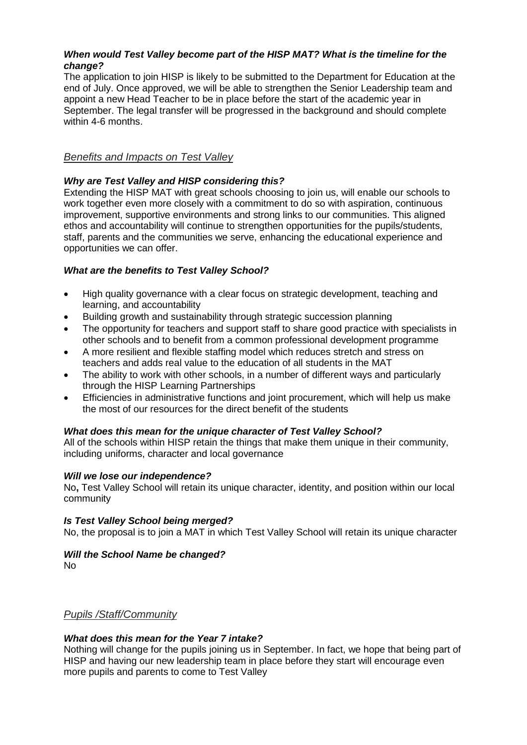***When would Test Valley become part of the HISP MAT? What is the timeline for the change?***

The application to join HISP is likely to be submitted to the Department for Education at the end of July. Once approved, we will be able to strengthen the Senior Leadership team and appoint a new Head Teacher to be in place before the start of the academic year in September. The legal transfer will be progressed in the background and should complete within 4-6 months.

## *Benefits and Impacts on Test Valley*

***Why are Test Valley and HISP considering this?***

Extending the HISP MAT with great schools choosing to join us, will enable our schools to work together even more closely with a commitment to do so with aspiration, continuous improvement, supportive environments and strong links to our communities. This aligned ethos and accountability will continue to strengthen opportunities for the pupils/students, staff, parents and the communities we serve, enhancing the educational experience and opportunities we can offer.

***What are the benefits to Test Valley School?***

- High quality governance with a clear focus on strategic development, teaching and learning, and accountability
- Building growth and sustainability through strategic succession planning
- The opportunity for teachers and support staff to share good practice with specialists in other schools and to benefit from a common professional development programme
- A more resilient and flexible staffing model which reduces stretch and stress on teachers and adds real value to the education of all students in the MAT
- The ability to work with other schools, in a number of different ways and particularly through the HISP Learning Partnerships
- Efficiencies in administrative functions and joint procurement, which will help us make the most of our resources for the direct benefit of the students

***What does this mean for the unique character of Test Valley School?***

All of the schools within HISP retain the things that make them unique in their community, including uniforms, character and local governance

***Will we lose our independence?***

No**,** Test Valley School will retain its unique character, identity, and position within our local community

***Is Test Valley School being merged?***

No, the proposal is to join a MAT in which Test Valley School will retain its unique character

***Will the School Name be changed?***

No

## *Pupils /Staff/Community*

***What does this mean for the Year 7 intake?***

Nothing will change for the pupils joining us in September. In fact, we hope that being part of HISP and having our new leadership team in place before they start will encourage even more pupils and parents to come to Test Valley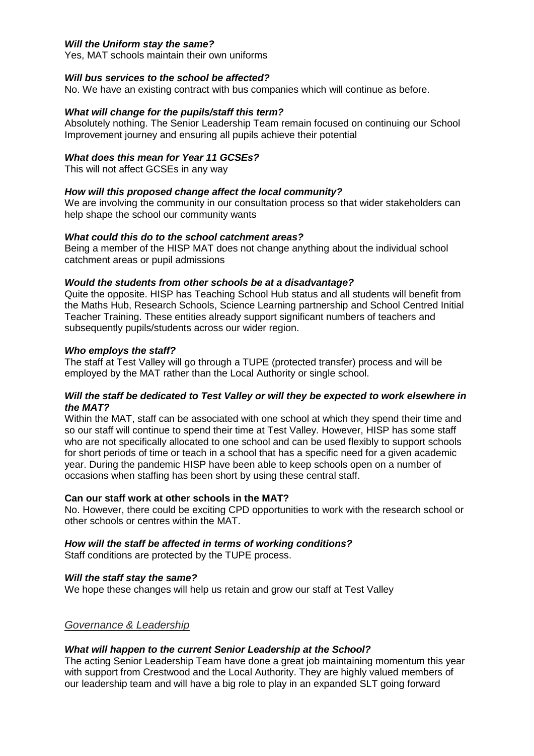***Will the Uniform stay the same?***
Yes, MAT schools maintain their own uniforms

***Will bus services to the school be affected?***
No. We have an existing contract with bus companies which will continue as before.

***What will change for the pupils/staff this term?***
Absolutely nothing. The Senior Leadership Team remain focused on continuing our School Improvement journey and ensuring all pupils achieve their potential

***What does this mean for Year 11 GCSEs?***
This will not affect GCSEs in any way

***How will this proposed change affect the local community?***
We are involving the community in our consultation process so that wider stakeholders can help shape the school our community wants

***What could this do to the school catchment areas?***
Being a member of the HISP MAT does not change anything about the individual school catchment areas or pupil admissions

***Would the students from other schools be at a disadvantage?***
Quite the opposite. HISP has Teaching School Hub status and all students will benefit from the Maths Hub, Research Schools, Science Learning partnership and School Centred Initial Teacher Training. These entities already support significant numbers of teachers and subsequently pupils/students across our wider region.

***Who employs the staff?***
The staff at Test Valley will go through a TUPE (protected transfer) process and will be employed by the MAT rather than the Local Authority or single school.

***Will the staff be dedicated to Test Valley or will they be expected to work elsewhere in the MAT?***
Within the MAT, staff can be associated with one school at which they spend their time and so our staff will continue to spend their time at Test Valley. However, HISP has some staff who are not specifically allocated to one school and can be used flexibly to support schools for short periods of time or teach in a school that has a specific need for a given academic year. During the pandemic HISP have been able to keep schools open on a number of occasions when staffing has been short by using these central staff.

**Can our staff work at other schools in the MAT?**
No. However, there could be exciting CPD opportunities to work with the research school or other schools or centres within the MAT.

***How will the staff be affected in terms of working conditions?***
Staff conditions are protected by the TUPE process.

***Will the staff stay the same?***
We hope these changes will help us retain and grow our staff at Test Valley

## *Governance & Leadership*

***What will happen to the current Senior Leadership at the School?***
The acting Senior Leadership Team have done a great job maintaining momentum this year with support from Crestwood and the Local Authority. They are highly valued members of our leadership team and will have a big role to play in an expanded SLT going forward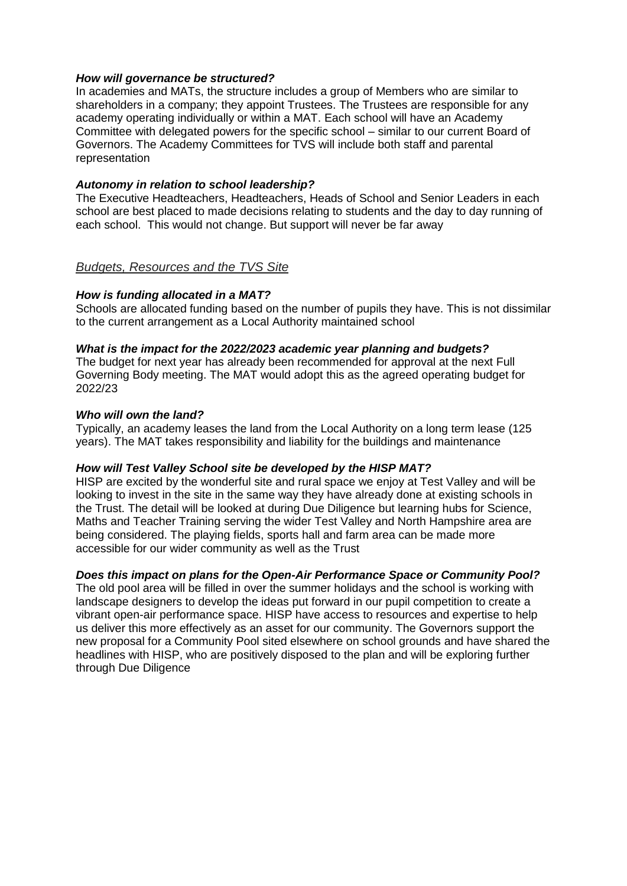### *How will governance be structured?*

In academies and MATs, the structure includes a group of Members who are similar to shareholders in a company; they appoint Trustees. The Trustees are responsible for any academy operating individually or within a MAT. Each school will have an Academy Committee with delegated powers for the specific school – similar to our current Board of Governors. The Academy Committees for TVS will include both staff and parental representation

### *Autonomy in relation to school leadership?*

The Executive Headteachers, Headteachers, Heads of School and Senior Leaders in each school are best placed to made decisions relating to students and the day to day running of each school. This would not change. But support will never be far away

## *Budgets, Resources and the TVS Site*

### *How is funding allocated in a MAT?*

Schools are allocated funding based on the number of pupils they have. This is not dissimilar to the current arrangement as a Local Authority maintained school

### *What is the impact for the 2022/2023 academic year planning and budgets?*

The budget for next year has already been recommended for approval at the next Full Governing Body meeting. The MAT would adopt this as the agreed operating budget for 2022/23

### *Who will own the land?*

Typically, an academy leases the land from the Local Authority on a long term lease (125 years). The MAT takes responsibility and liability for the buildings and maintenance

### *How will Test Valley School site be developed by the HISP MAT?*

HISP are excited by the wonderful site and rural space we enjoy at Test Valley and will be looking to invest in the site in the same way they have already done at existing schools in the Trust. The detail will be looked at during Due Diligence but learning hubs for Science, Maths and Teacher Training serving the wider Test Valley and North Hampshire area are being considered. The playing fields, sports hall and farm area can be made more accessible for our wider community as well as the Trust

### *Does this impact on plans for the Open-Air Performance Space or Community Pool?*

The old pool area will be filled in over the summer holidays and the school is working with landscape designers to develop the ideas put forward in our pupil competition to create a vibrant open-air performance space. HISP have access to resources and expertise to help us deliver this more effectively as an asset for our community. The Governors support the new proposal for a Community Pool sited elsewhere on school grounds and have shared the headlines with HISP, who are positively disposed to the plan and will be exploring further through Due Diligence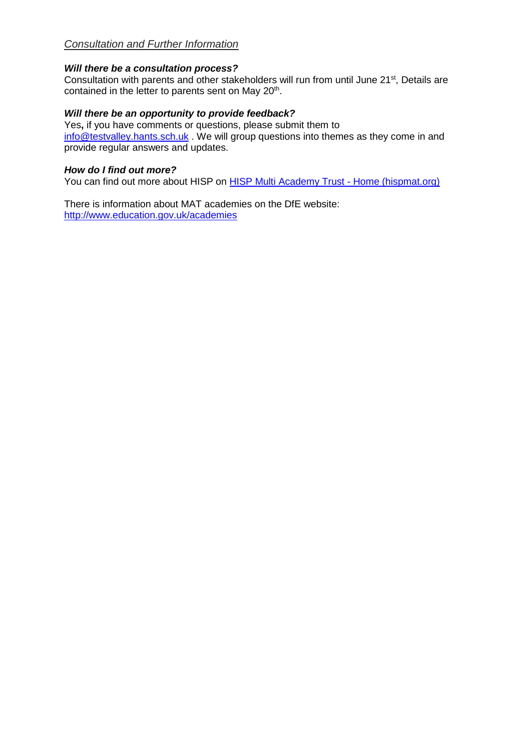*Consultation and Further Information*

***Will there be a consultation process?***
Consultation with parents and other stakeholders will run from until June 21st, Details are contained in the letter to parents sent on May 20th.

***Will there be an opportunity to provide feedback?***
Yes**,** if you have comments or questions, please submit them to info@testvalley.hants.sch.uk . We will group questions into themes as they come in and provide regular answers and updates.

***How do I find out more?***
You can find out more about HISP on HISP Multi Academy Trust - Home (hispmat.org)

There is information about MAT academies on the DfE website:
http://www.education.gov.uk/academies